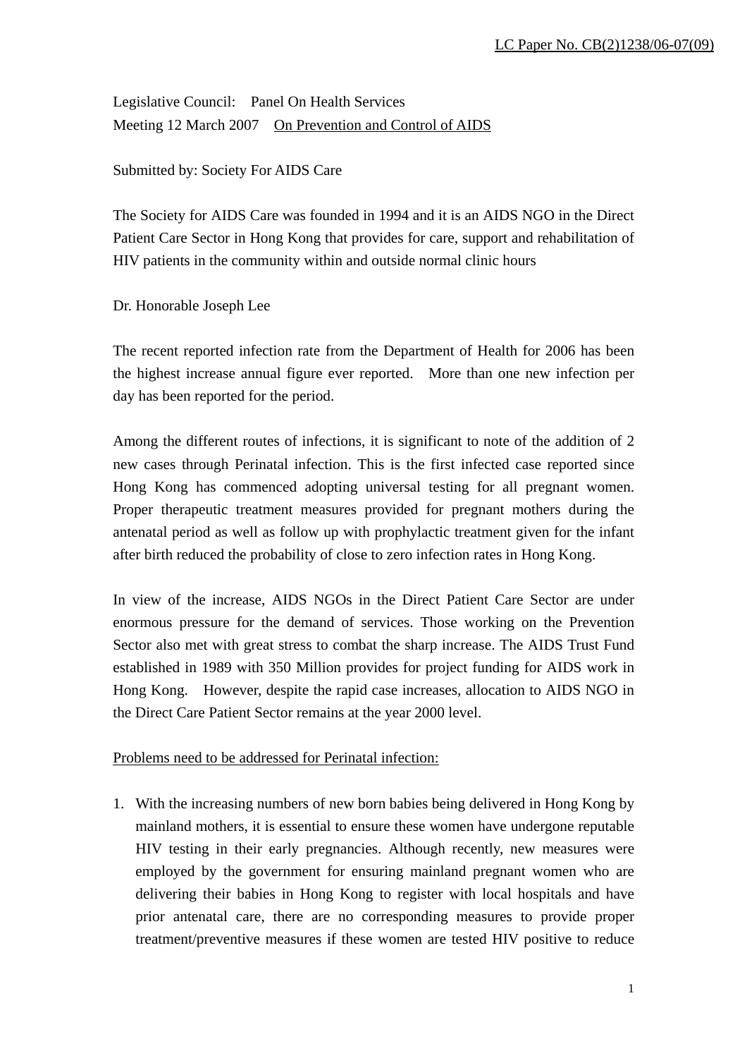LC Paper No. CB(2)1238/06-07(09)

Legislative Council: Panel On Health Services
Meeting 12 March 2007 <u>On Prevention and Control of AIDS</u>

Submitted by: Society For AIDS Care

The Society for AIDS Care was founded in 1994 and it is an AIDS NGO in the Direct Patient Care Sector in Hong Kong that provides for care, support and rehabilitation of HIV patients in the community within and outside normal clinic hours

Dr. Honorable Joseph Lee

The recent reported infection rate from the Department of Health for 2006 has been the highest increase annual figure ever reported. More than one new infection per day has been reported for the period.

Among the different routes of infections, it is significant to note of the addition of 2 new cases through Perinatal infection. This is the first infected case reported since Hong Kong has commenced adopting universal testing for all pregnant women. Proper therapeutic treatment measures provided for pregnant mothers during the antenatal period as well as follow up with prophylactic treatment given for the infant after birth reduced the probability of close to zero infection rates in Hong Kong.

In view of the increase, AIDS NGOs in the Direct Patient Care Sector are under enormous pressure for the demand of services. Those working on the Prevention Sector also met with great stress to combat the sharp increase. The AIDS Trust Fund established in 1989 with 350 Million provides for project funding for AIDS work in Hong Kong. However, despite the rapid case increases, allocation to AIDS NGO in the Direct Care Patient Sector remains at the year 2000 level.

<u>Problems need to be addressed for Perinatal infection:</u>

1. With the increasing numbers of new born babies being delivered in Hong Kong by mainland mothers, it is essential to ensure these women have undergone reputable HIV testing in their early pregnancies. Although recently, new measures were employed by the government for ensuring mainland pregnant women who are delivering their babies in Hong Kong to register with local hospitals and have prior antenatal care, there are no corresponding measures to provide proper treatment/preventive measures if these women are tested HIV positive to reduce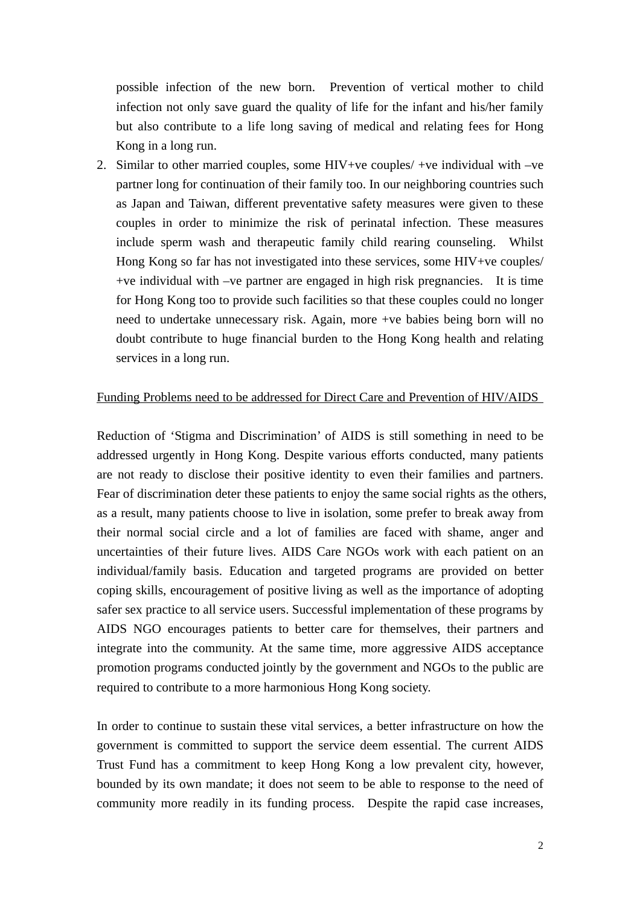possible infection of the new born. Prevention of vertical mother to child infection not only save guard the quality of life for the infant and his/her family but also contribute to a life long saving of medical and relating fees for Hong Kong in a long run.

2. Similar to other married couples, some HIV+ve couples/ +ve individual with –ve partner long for continuation of their family too. In our neighboring countries such as Japan and Taiwan, different preventative safety measures were given to these couples in order to minimize the risk of perinatal infection. These measures include sperm wash and therapeutic family child rearing counseling. Whilst Hong Kong so far has not investigated into these services, some HIV+ve couples/ +ve individual with –ve partner are engaged in high risk pregnancies. It is time for Hong Kong too to provide such facilities so that these couples could no longer need to undertake unnecessary risk. Again, more +ve babies being born will no doubt contribute to huge financial burden to the Hong Kong health and relating services in a long run.

<u>Funding Problems need to be addressed for Direct Care and Prevention of HIV/AIDS</u>

Reduction of 'Stigma and Discrimination' of AIDS is still something in need to be addressed urgently in Hong Kong. Despite various efforts conducted, many patients are not ready to disclose their positive identity to even their families and partners. Fear of discrimination deter these patients to enjoy the same social rights as the others, as a result, many patients choose to live in isolation, some prefer to break away from their normal social circle and a lot of families are faced with shame, anger and uncertainties of their future lives. AIDS Care NGOs work with each patient on an individual/family basis. Education and targeted programs are provided on better coping skills, encouragement of positive living as well as the importance of adopting safer sex practice to all service users. Successful implementation of these programs by AIDS NGO encourages patients to better care for themselves, their partners and integrate into the community. At the same time, more aggressive AIDS acceptance promotion programs conducted jointly by the government and NGOs to the public are required to contribute to a more harmonious Hong Kong society.

In order to continue to sustain these vital services, a better infrastructure on how the government is committed to support the service deem essential. The current AIDS Trust Fund has a commitment to keep Hong Kong a low prevalent city, however, bounded by its own mandate; it does not seem to be able to response to the need of community more readily in its funding process. Despite the rapid case increases,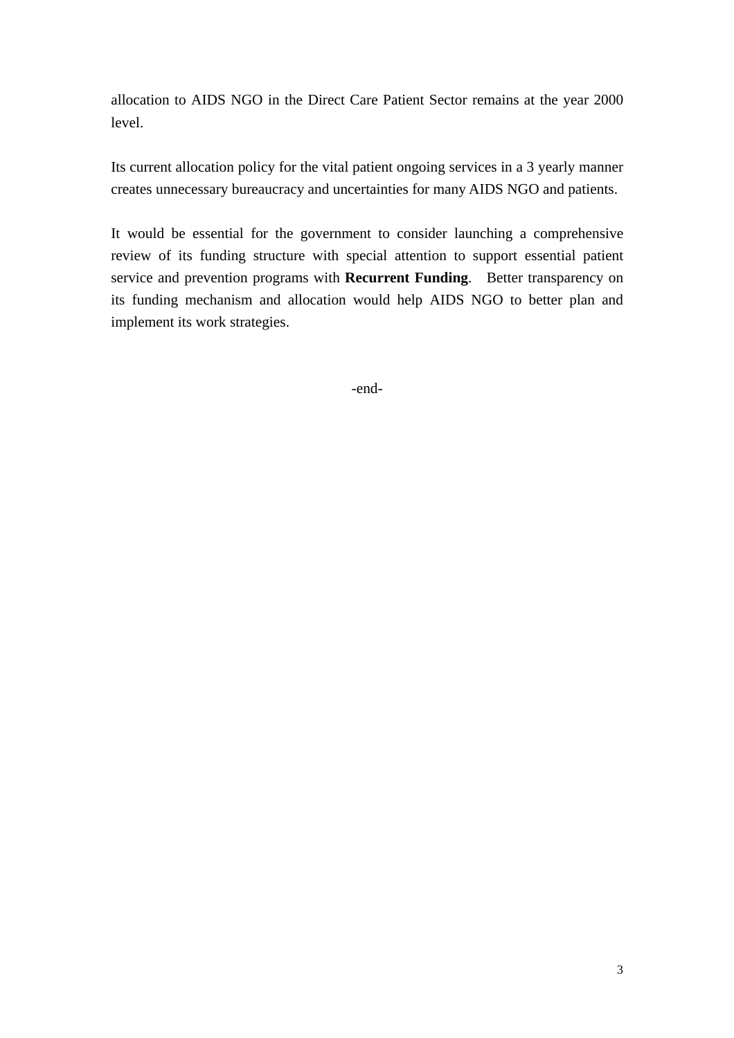allocation to AIDS NGO in the Direct Care Patient Sector remains at the year 2000 level.

Its current allocation policy for the vital patient ongoing services in a 3 yearly manner creates unnecessary bureaucracy and uncertainties for many AIDS NGO and patients.

It would be essential for the government to consider launching a comprehensive review of its funding structure with special attention to support essential patient service and prevention programs with **Recurrent Funding**. Better transparency on its funding mechanism and allocation would help AIDS NGO to better plan and implement its work strategies.

-end-